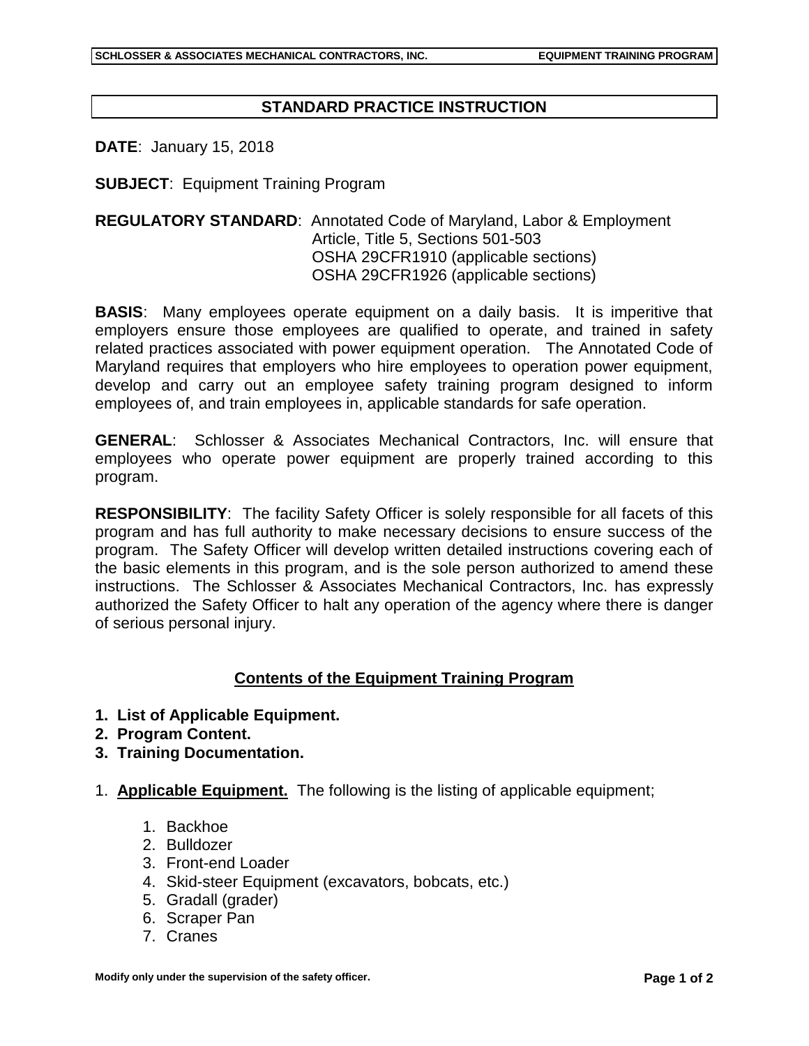## STANDARD PRACTICE INSTRUCTION

**DATE**: January 15, 2018

**SUBJECT**: Equipment Training Program

**REGULATORY STANDARD**: Annotated Code of Maryland, Labor & Employment Article, Title 5, Sections 501-503
OSHA 29CFR1910 (applicable sections)
OSHA 29CFR1926 (applicable sections)

**BASIS**: Many employees operate equipment on a daily basis. It is imperitive that employers ensure those employees are qualified to operate, and trained in safety related practices associated with power equipment operation. The Annotated Code of Maryland requires that employers who hire employees to operation power equipment, develop and carry out an employee safety training program designed to inform employees of, and train employees in, applicable standards for safe operation.

**GENERAL**: Schlosser & Associates Mechanical Contractors, Inc. will ensure that employees who operate power equipment are properly trained according to this program.

**RESPONSIBILITY**: The facility Safety Officer is solely responsible for all facets of this program and has full authority to make necessary decisions to ensure success of the program. The Safety Officer will develop written detailed instructions covering each of the basic elements in this program, and is the sole person authorized to amend these instructions. The Schlosser & Associates Mechanical Contractors, Inc. has expressly authorized the Safety Officer to halt any operation of the agency where there is danger of serious personal injury.

### Contents of the Equipment Training Program

1. **List of Applicable Equipment.**
2. **Program Content.**
3. **Training Documentation.**

1. **Applicable Equipment.** The following is the listing of applicable equipment;

    1. Backhoe
    2. Bulldozer
    3. Front-end Loader
    4. Skid-steer Equipment (excavators, bobcats, etc.)
    5. Gradall (grader)
    6. Scraper Pan
    7. Cranes

**Modify only under the supervision of the safety officer.**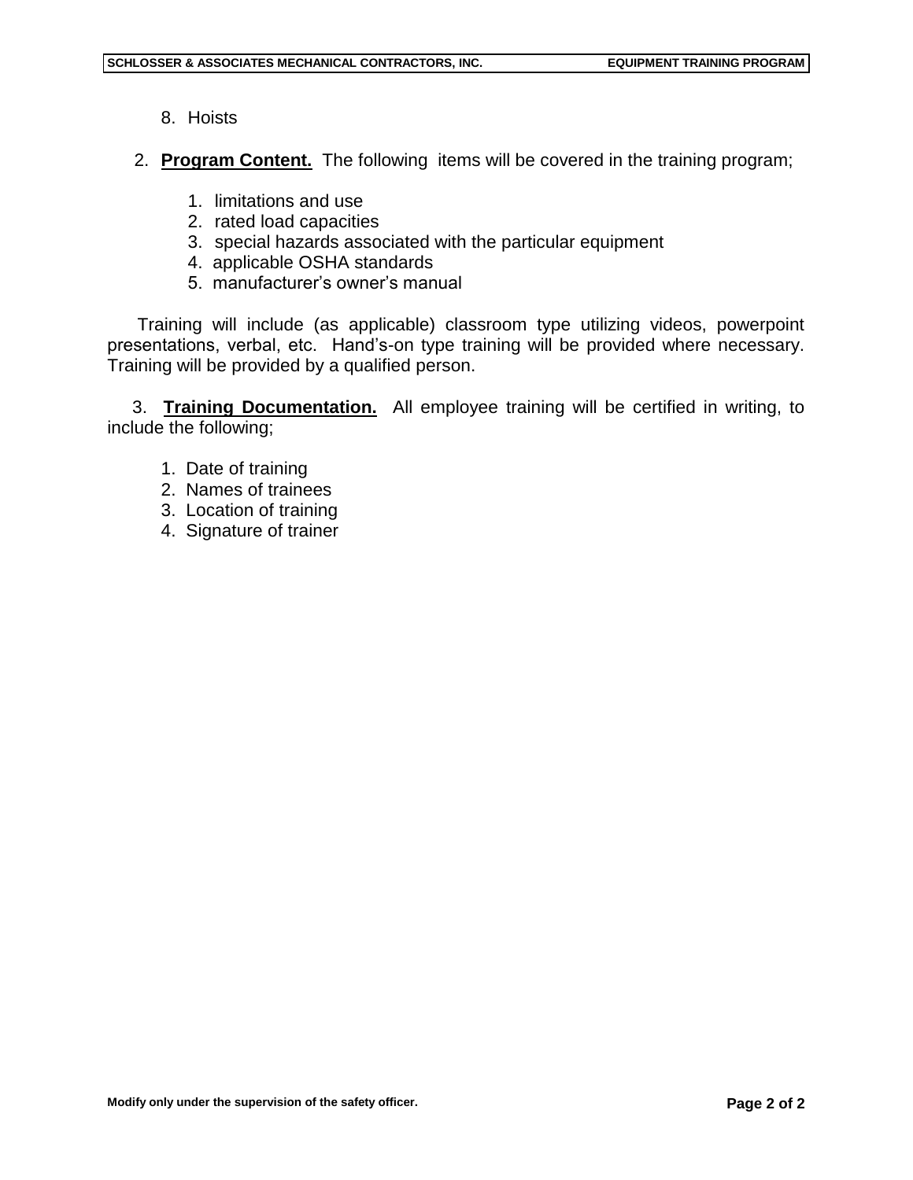8. Hoists

2. **Program Content.** The following items will be covered in the training program;

    1. limitations and use
    2. rated load capacities
    3. special hazards associated with the particular equipment
    4. applicable OSHA standards
    5. manufacturer's owner's manual

Training will include (as applicable) classroom type utilizing videos, powerpoint presentations, verbal, etc. Hand's-on type training will be provided where necessary. Training will be provided by a qualified person.

3. **Training Documentation.** All employee training will be certified in writing, to include the following;

    1. Date of training
    2. Names of trainees
    3. Location of training
    4. Signature of trainer

**Modify only under the supervision of the safety officer.**